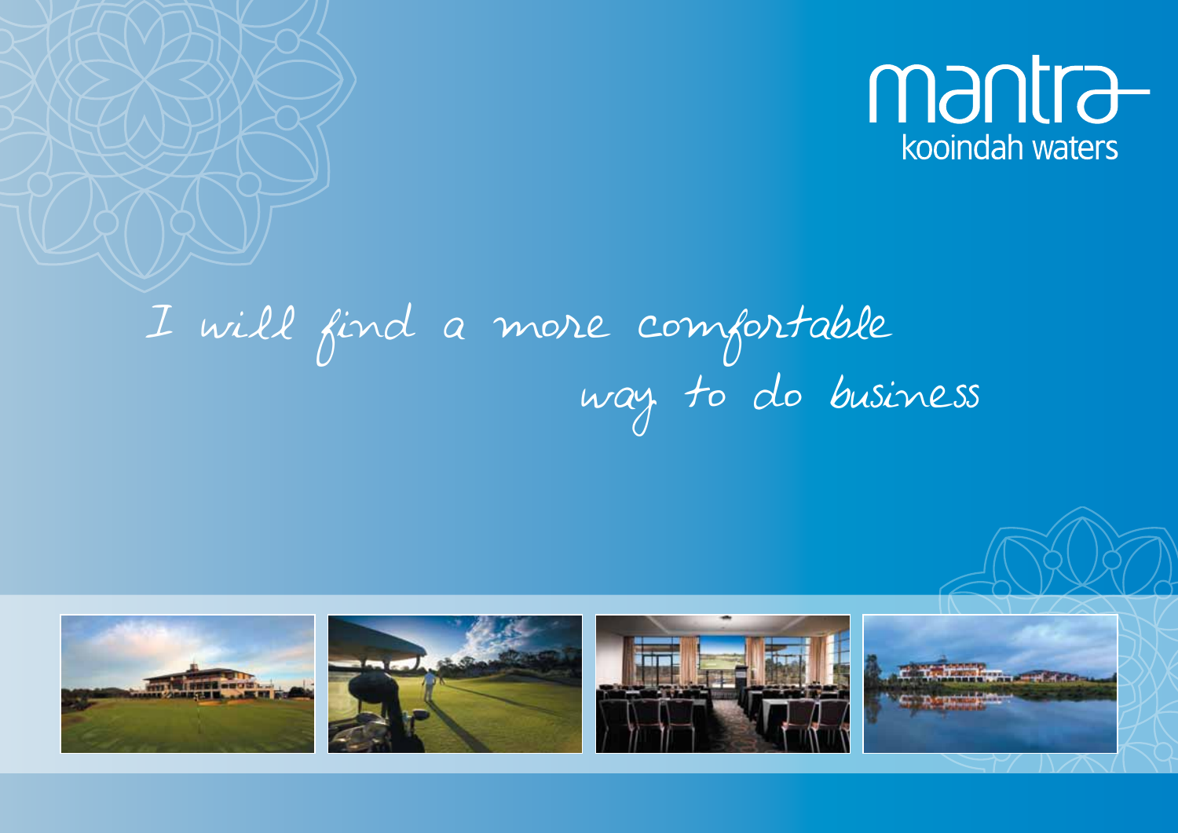mantra
kooindah waters

I will find a more comfortable way to do business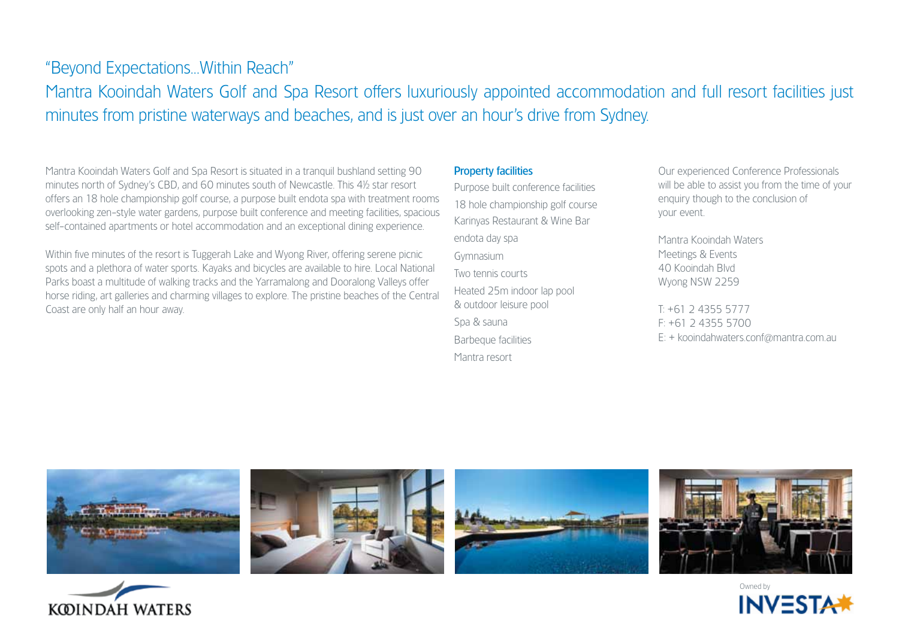## "Beyond Expectations...Within Reach"

## Mantra Kooindah Waters Golf and Spa Resort offers luxuriously appointed accommodation and full resort facilities just minutes from pristine waterways and beaches, and is just over an hour's drive from Sydney.

Mantra Kooindah Waters Golf and Spa Resort is situated in a tranquil bushland setting 90 minutes north of Sydney's CBD, and 60 minutes south of Newcastle. This 4½ star resort offers an 18 hole championship golf course, a purpose built endota spa with treatment rooms overlooking zen-style water gardens, purpose built conference and meeting facilities, spacious self-contained apartments or hotel accommodation and an exceptional dining experience.

Within five minutes of the resort is Tuggerah Lake and Wyong River, offering serene picnic spots and a plethora of water sports. Kayaks and bicycles are available to hire. Local National Parks boast a multitude of walking tracks and the Yarramalong and Dooralong Valleys offer horse riding, art galleries and charming villages to explore. The pristine beaches of the Central Coast are only half an hour away.

### Property facilities

- Purpose built conference facilities
- 18 hole championship golf course
- Karinyas Restaurant & Wine Bar
- endota day spa
- Gymnasium
- Two tennis courts
- Heated 25m indoor lap pool & outdoor leisure pool
- Spa & sauna
- Barbeque facilities
- Mantra resort

Our experienced Conference Professionals will be able to assist you from the time of your enquiry though to the conclusion of your event.

Mantra Kooindah Waters
Meetings & Events
40 Kooindah Blvd
Wyong NSW 2259

T: +61 2 4355 5777
F: +61 2 4355 5700
E: + kooindahwaters.conf@mantra.com.au

KOOINDAH WATERS

Owned by INVESTA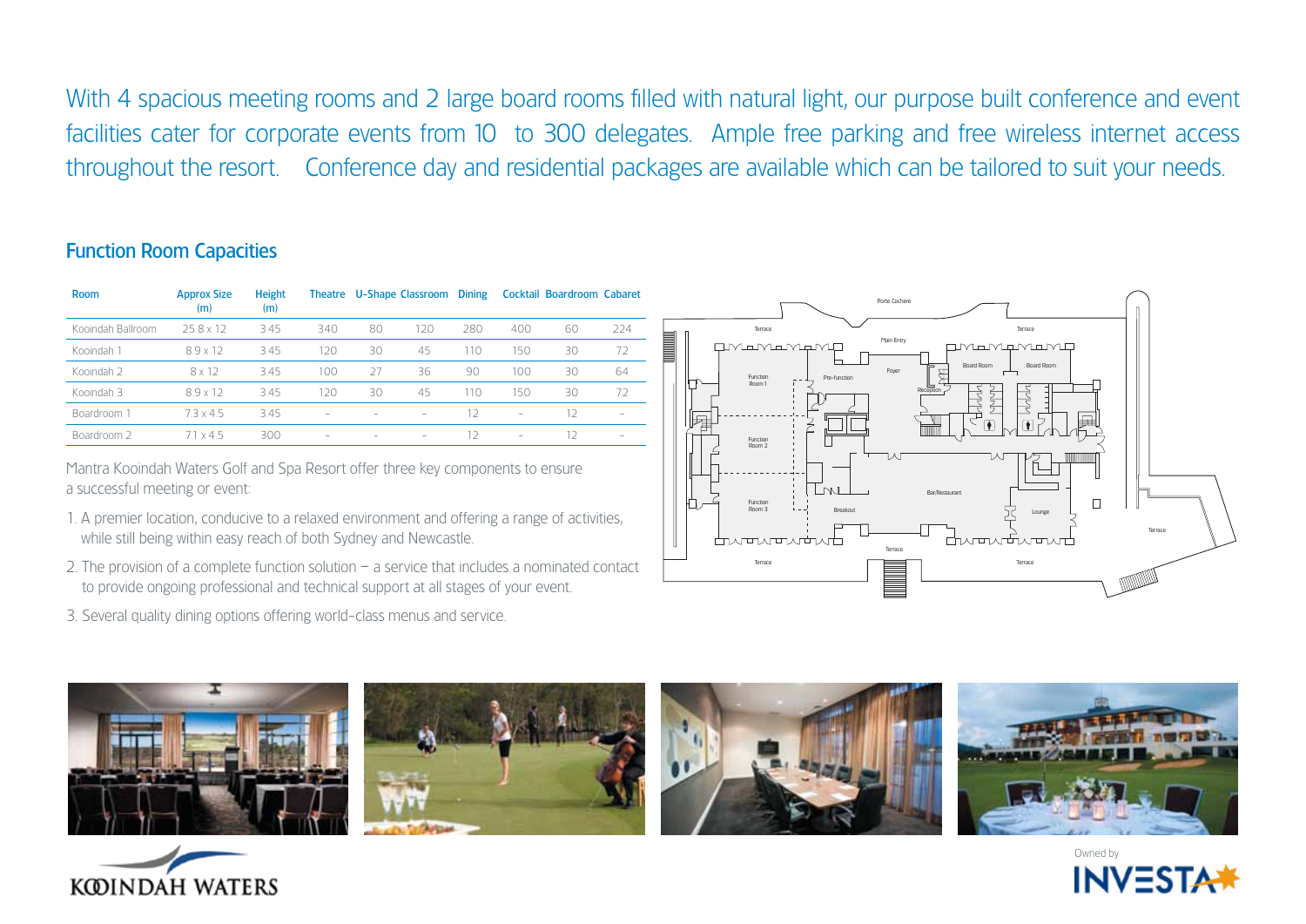With 4 spacious meeting rooms and 2 large board rooms filled with natural light, our purpose built conference and event facilities cater for corporate events from 10 to 300 delegates. Ample free parking and free wireless internet access throughout the resort. Conference day and residential packages are available which can be tailored to suit your needs.

## Function Room Capacities

| Room | Approx Size (m) | Height (m) | Theatre | U-Shape | Classroom | Dining | Cocktail | Boardroom | Cabaret |
|---|---|---|---|---|---|---|---|---|---|
| Kooindah Ballroom | 25.8 x 12 | 3.45 | 340 | 80 | 120 | 280 | 400 | 60 | 224 |
| Kooindah 1 | 8.9 x 12 | 3.45 | 120 | 30 | 45 | 110 | 150 | 30 | 72 |
| Kooindah 2 | 8 x 12 | 3.45 | 100 | 27 | 36 | 90 | 100 | 30 | 64 |
| Kooindah 3 | 8.9 x 12 | 3.45 | 120 | 30 | 45 | 110 | 150 | 30 | 72 |
| Boardroom 1 | 7.3 x 4.5 | 3.45 | – | – | – | 12 | – | 12 | – |
| Boardroom 2 | 7.1 x 4.5 | 3.00 | – | – | – | 12 | – | 12 | – |

Mantra Kooindah Waters Golf and Spa Resort offer three key components to ensure a successful meeting or event:

1. A premier location, conducive to a relaxed environment and offering a range of activities, while still being within easy reach of both Sydney and Newcastle.
2. The provision of a complete function solution – a service that includes a nominated contact to provide ongoing professional and technical support at all stages of your event.
3. Several quality dining options offering world-class menus and service.

KOOINDAH WATERS

Owned by INVESTA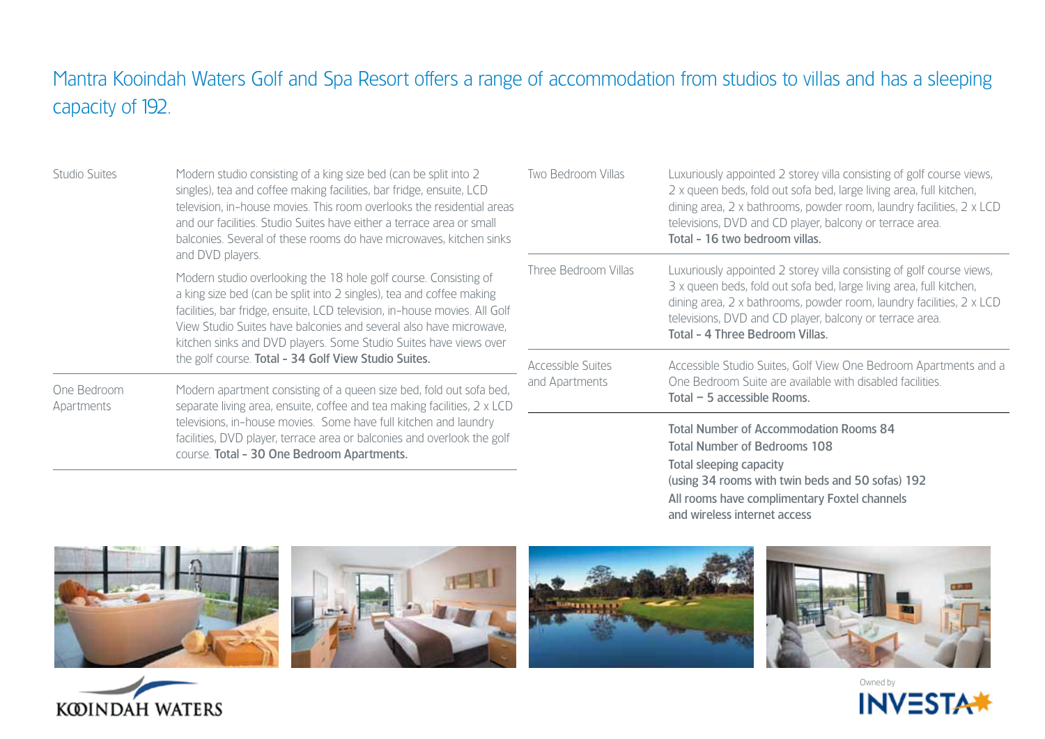Mantra Kooindah Waters Golf and Spa Resort offers a range of accommodation from studios to villas and has a sleeping capacity of 192.

| | |
|---|---|
| Studio Suites | Modern studio consisting of a king size bed (can be split into 2 singles), tea and coffee making facilities, bar fridge, ensuite, LCD television, in-house movies. This room overlooks the residential areas and our facilities. Studio Suites have either a terrace area or small balconies. Several of these rooms do have microwaves, kitchen sinks and DVD players.<br><br>Modern studio overlooking the 18 hole golf course. Consisting of a king size bed (can be split into 2 singles), tea and coffee making facilities, bar fridge, ensuite, LCD television, in-house movies. All Golf View Studio Suites have balconies and several also have microwave, kitchen sinks and DVD players. Some Studio Suites have views over the golf course. **Total - 34 Golf View Studio Suites.** |
| One Bedroom Apartments | Modern apartment consisting of a queen size bed, fold out sofa bed, separate living area, ensuite, coffee and tea making facilities, 2 x LCD televisions, in-house movies. Some have full kitchen and laundry facilities, DVD player, terrace area or balconies and overlook the golf course. **Total - 30 One Bedroom Apartments.** |
| Two Bedroom Villas | Luxuriously appointed 2 storey villa consisting of golf course views, 2 x queen beds, fold out sofa bed, large living area, full kitchen, dining area, 2 x bathrooms, powder room, laundry facilities, 2 x LCD televisions, DVD and CD player, balcony or terrace area.<br>**Total - 16 two bedroom villas.** |
| Three Bedroom Villas | Luxuriously appointed 2 storey villa consisting of golf course views, 3 x queen beds, fold out sofa bed, large living area, full kitchen, dining area, 2 x bathrooms, powder room, laundry facilities, 2 x LCD televisions, DVD and CD player, balcony or terrace area.<br>**Total - 4 Three Bedroom Villas.** |
| Accessible Suites and Apartments | Accessible Studio Suites, Golf View One Bedroom Apartments and a One Bedroom Suite are available with disabled facilities.<br>**Total – 5 accessible Rooms.** |

**Total Number of Accommodation Rooms 84**

**Total Number of Bedrooms 108**

**Total sleeping capacity**
**(using 34 rooms with twin beds and 50 sofas) 192**

**All rooms have complimentary Foxtel channels and wireless internet access**

KOOINDAH WATERS

Owned by INVESTA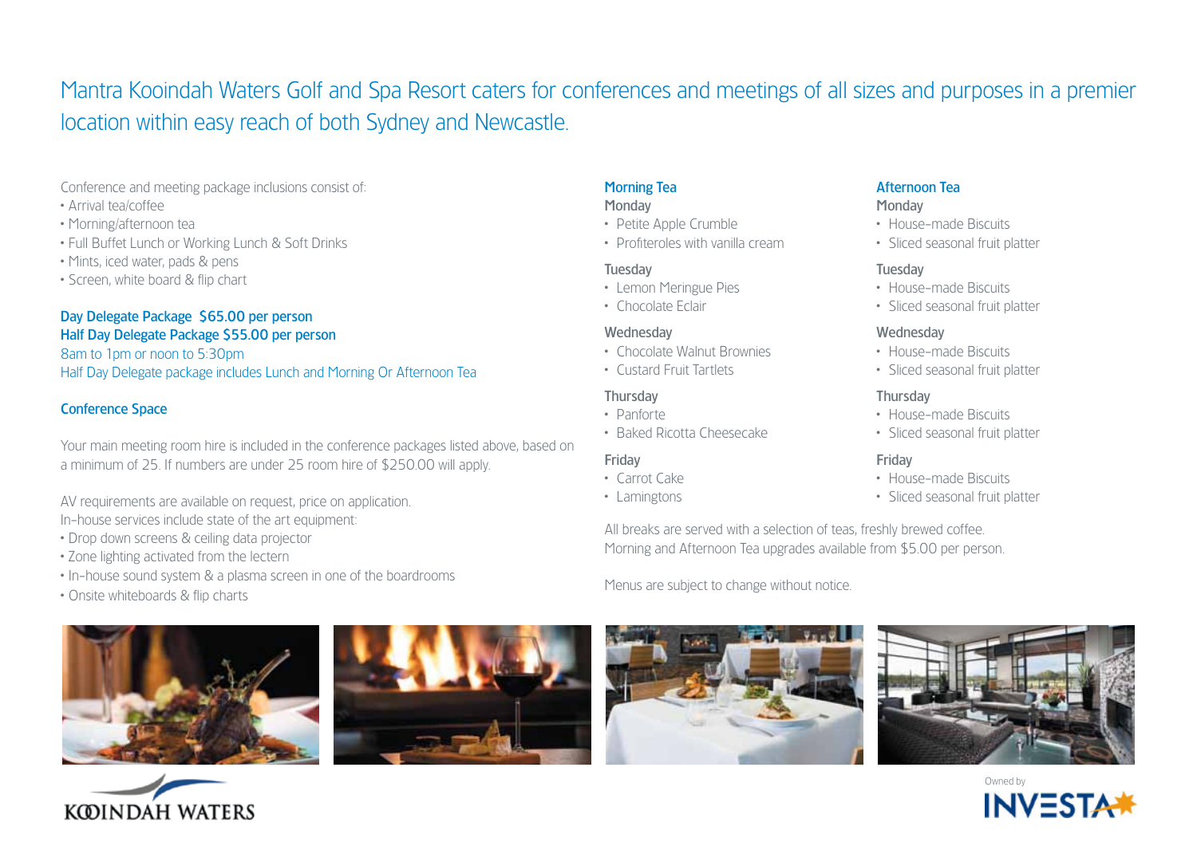# Mantra Kooindah Waters Golf and Spa Resort caters for conferences and meetings of all sizes and purposes in a premier location within easy reach of both Sydney and Newcastle.

Conference and meeting package inclusions consist of:

- Arrival tea/coffee
- Morning/afternoon tea
- Full Buffet Lunch or Working Lunch & Soft Drinks
- Mints, iced water, pads & pens
- Screen, white board & flip chart

**Day Delegate Package $65.00 per person**
**Half Day Delegate Package $55.00 per person**
8am to 1pm or noon to 5:30pm
Half Day Delegate package includes Lunch and Morning Or Afternoon Tea

## Conference Space

Your main meeting room hire is included in the conference packages listed above, based on a minimum of 25. If numbers are under 25 room hire of $250.00 will apply.

AV requirements are available on request, price on application.
In-house services include state of the art equipment:

- Drop down screens & ceiling data projector
- Zone lighting activated from the lectern
- In-house sound system & a plasma screen in one of the boardrooms
- Onsite whiteboards & flip charts

## Morning Tea

**Monday**

- Petite Apple Crumble
- Profiteroles with vanilla cream

**Tuesday**

- Lemon Meringue Pies
- Chocolate Eclair

**Wednesday**

- Chocolate Walnut Brownies
- Custard Fruit Tartlets

**Thursday**

- Panforte
- Baked Ricotta Cheesecake

**Friday**

- Carrot Cake
- Lamingtons

## Afternoon Tea

**Monday**

- House-made Biscuits
- Sliced seasonal fruit platter

**Tuesday**

- House-made Biscuits
- Sliced seasonal fruit platter

**Wednesday**

- House-made Biscuits
- Sliced seasonal fruit platter

**Thursday**

- House-made Biscuits
- Sliced seasonal fruit platter

**Friday**

- House-made Biscuits
- Sliced seasonal fruit platter

All breaks are served with a selection of teas, freshly brewed coffee.
Morning and Afternoon Tea upgrades available from $5.00 per person.

Menus are subject to change without notice.

KOOINDAH WATERS

Owned by INVESTA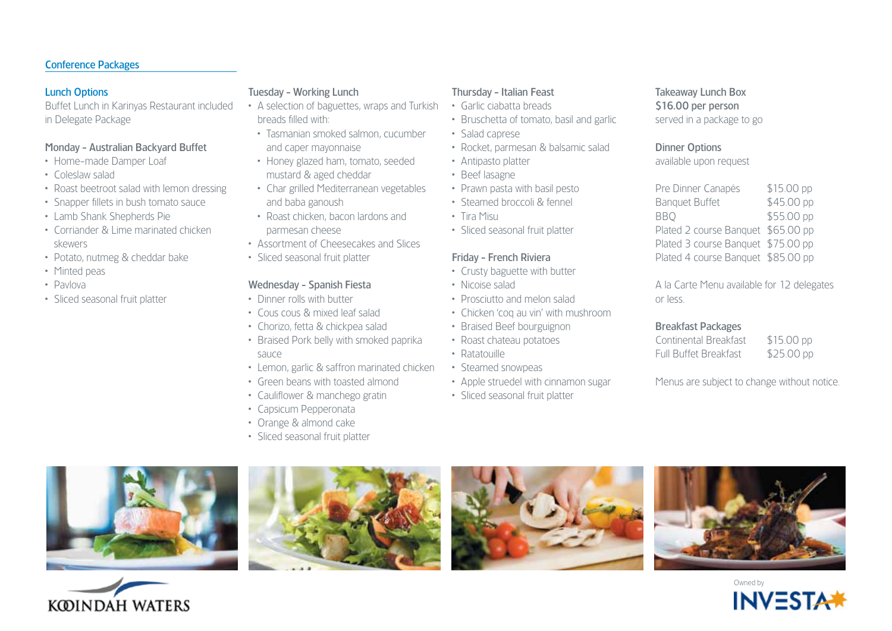## Conference Packages

### Lunch Options

Buffet Lunch in Karinyas Restaurant included in Delegate Package

### Monday – Australian Backyard Buffet

- Home-made Damper Loaf
- Coleslaw salad
- Roast beetroot salad with lemon dressing
- Snapper fillets in bush tomato sauce
- Lamb Shank Shepherds Pie
- Corriander & Lime marinated chicken skewers
- Potato, nutmeg & cheddar bake
- Minted peas
- Pavlova
- Sliced seasonal fruit platter

### Tuesday – Working Lunch

- A selection of baguettes, wraps and Turkish breads filled with:
  - Tasmanian smoked salmon, cucumber and caper mayonnaise
  - Honey glazed ham, tomato, seeded mustard & aged cheddar
  - Char grilled Mediterranean vegetables and baba ganoush
  - Roast chicken, bacon lardons and parmesan cheese
- Assortment of Cheesecakes and Slices
- Sliced seasonal fruit platter

### Wednesday – Spanish Fiesta

- Dinner rolls with butter
- Cous cous & mixed leaf salad
- Chorizo, fetta & chickpea salad
- Braised Pork belly with smoked paprika sauce
- Lemon, garlic & saffron marinated chicken
- Green beans with toasted almond
- Cauliflower & manchego gratin
- Capsicum Pepperonata
- Orange & almond cake
- Sliced seasonal fruit platter

### Thursday – Italian Feast

- Garlic ciabatta breads
- Bruschetta of tomato, basil and garlic
- Salad caprese
- Rocket, parmesan & balsamic salad
- Antipasto platter
- Beef lasagne
- Prawn pasta with basil pesto
- Steamed broccoli & fennel
- Tira Misu
- Sliced seasonal fruit platter

### Friday – French Riviera

- Crusty baguette with butter
- Nicoise salad
- Prosciutto and melon salad
- Chicken 'coq au vin' with mushroom
- Braised Beef bourguignon
- Roast chateau potatoes
- Ratatouille
- Steamed snowpeas
- Apple struedel with cinnamon sugar
- Sliced seasonal fruit platter

### Takeaway Lunch Box

**$16.00 per person**

served in a package to go

### Dinner Options

available upon request

| | |
|---|---|
| Pre Dinner Canapés | $15.00 pp |
| Banquet Buffet | $45.00 pp |
| BBQ | $55.00 pp |
| Plated 2 course Banquet | $65.00 pp |
| Plated 3 course Banquet | $75.00 pp |
| Plated 4 course Banquet | $85.00 pp |

A la Carte Menu available for 12 delegates or less.

### Breakfast Packages

| | |
|---|---|
| Continental Breakfast | $15.00 pp |
| Full Buffet Breakfast | $25.00 pp |

Menus are subject to change without notice.

KOOINDAH WATERS

Owned by INVESTA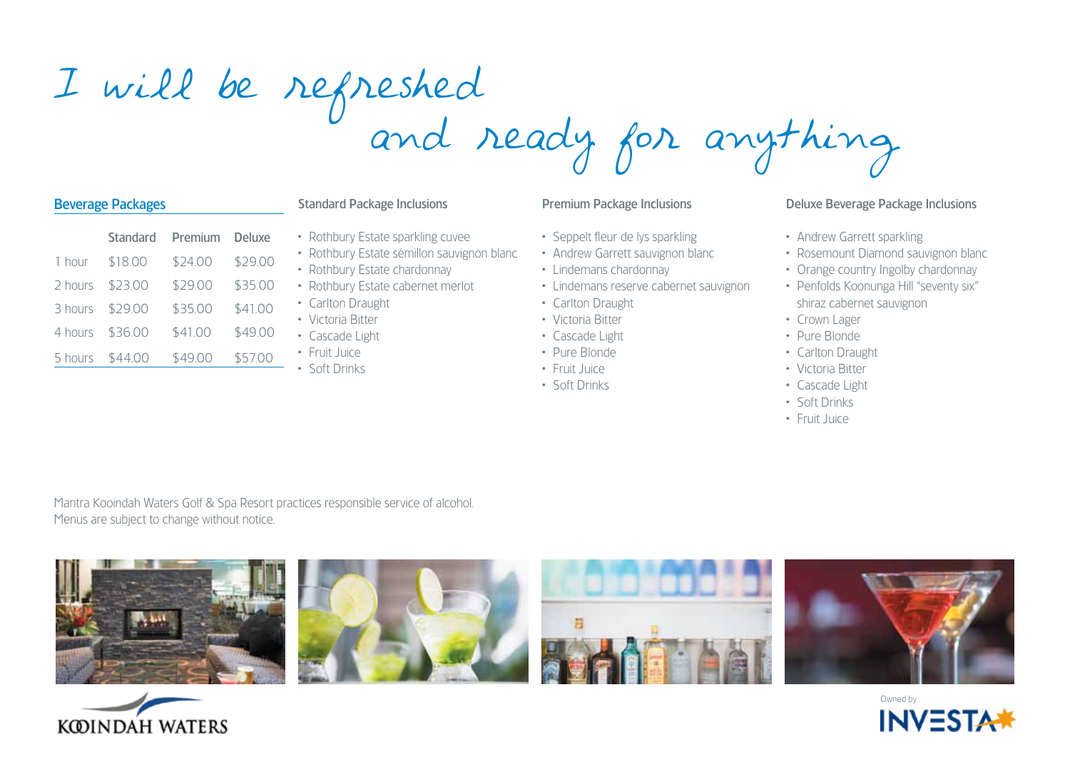# I will be refreshed and ready for anything

## Beverage Packages

| | Standard | Premium | Deluxe |
|---|---|---|---|
| 1 hour | $18.00 | $24.00 | $29.00 |
| 2 hours | $23.00 | $29.00 | $35.00 |
| 3 hours | $29.00 | $35.00 | $41.00 |
| 4 hours | $36.00 | $41.00 | $49.00 |
| 5 hours | $44.00 | $49.00 | $57.00 |

### Standard Package Inclusions

- Rothbury Estate sparkling cuvee
- Rothbury Estate sémillon sauvignon blanc
- Rothbury Estate chardonnay
- Rothbury Estate cabernet merlot
- Carlton Draught
- Victoria Bitter
- Cascade Light
- Fruit Juice
- Soft Drinks

### Premium Package Inclusions

- Seppelt fleur de lys sparkling
- Andrew Garrett sauvignon blanc
- Lindemans chardonnay
- Lindemans reserve cabernet sauvignon
- Carlton Draught
- Victoria Bitter
- Cascade Light
- Pure Blonde
- Fruit Juice
- Soft Drinks

### Deluxe Beverage Package Inclusions

- Andrew Garrett sparkling
- Rosemount Diamond sauvignon blanc
- Orange country Ingolby chardonnay
- Penfolds Koonunga Hill "seventy six" shiraz cabernet sauvignon
- Crown Lager
- Pure Blonde
- Carlton Draught
- Victoria Bitter
- Cascade Light
- Soft Drinks
- Fruit Juice

Mantra Kooindah Waters Golf & Spa Resort practices responsible service of alcohol.
Menus are subject to change without notice.

KOOINDAH WATERS

Owned by INVESTA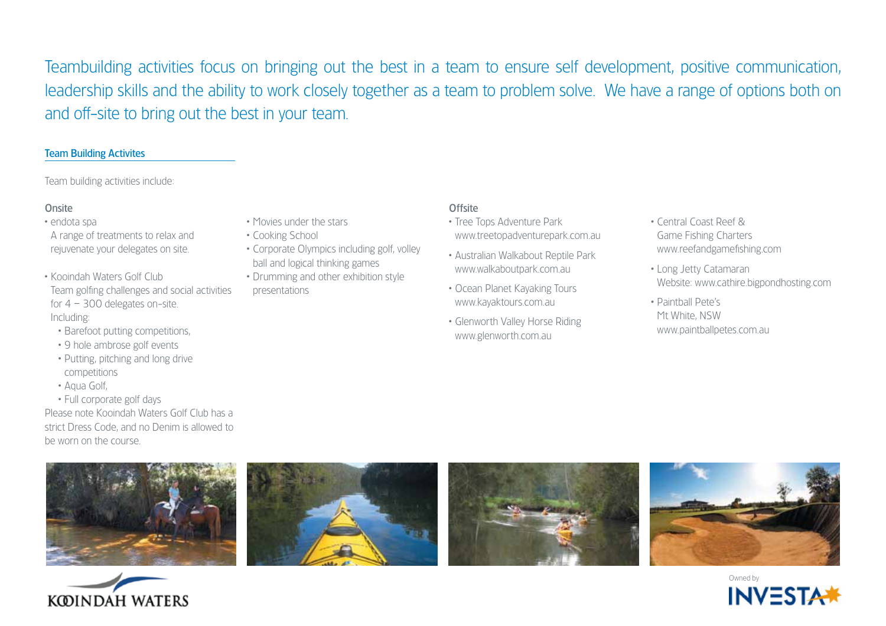Teambuilding activities focus on bringing out the best in a team to ensure self development, positive communication, leadership skills and the ability to work closely together as a team to problem solve. We have a range of options both on and off-site to bring out the best in your team.

## Team Building Activites

Team building activities include:

### Onsite

- endota spa
  A range of treatments to relax and rejuvenate your delegates on site.
- Kooindah Waters Golf Club
  Team golfing challenges and social activities for 4 – 300 delegates on-site.
  Including:
  - Barefoot putting competitions,
  - 9 hole ambrose golf events
  - Putting, pitching and long drive competitions
  - Aqua Golf,
  - Full corporate golf days

Please note Kooindah Waters Golf Club has a strict Dress Code, and no Denim is allowed to be worn on the course.

- Movies under the stars
- Cooking School
- Corporate Olympics including golf, volley ball and logical thinking games
- Drumming and other exhibition style presentations

### Offsite

- Tree Tops Adventure Park
  www.treetopadventurepark.com.au
- Australian Walkabout Reptile Park
  www.walkaboutpark.com.au
- Ocean Planet Kayaking Tours
  www.kayaktours.com.au
- Glenworth Valley Horse Riding
  www.glenworth.com.au
- Central Coast Reef & Game Fishing Charters
  www.reefandgamefishing.com
- Long Jetty Catamaran
  Website: www.cathire.bigpondhosting.com
- Paintball Pete's
  Mt White, NSW
  www.paintballpetes.com.au

KOOINDAH WATERS

Owned by INVESTA